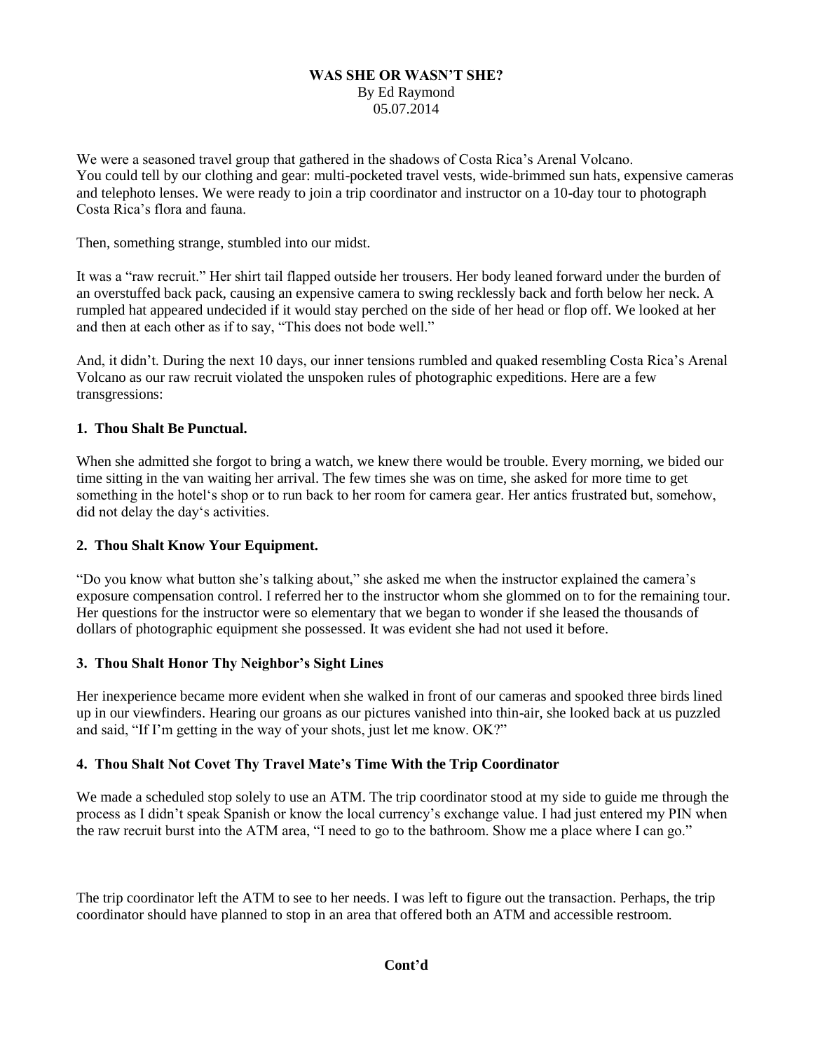**WAS SHE OR WASN'T SHE?**
By Ed Raymond
05.07.2014

We were a seasoned travel group that gathered in the shadows of Costa Rica's Arenal Volcano.
You could tell by our clothing and gear: multi-pocketed travel vests, wide-brimmed sun hats, expensive cameras and telephoto lenses. We were ready to join a trip coordinator and instructor on a 10-day tour to photograph Costa Rica's flora and fauna.

Then, something strange, stumbled into our midst.

It was a "raw recruit." Her shirt tail flapped outside her trousers. Her body leaned forward under the burden of an overstuffed back pack, causing an expensive camera to swing recklessly back and forth below her neck. A rumpled hat appeared undecided if it would stay perched on the side of her head or flop off. We looked at her and then at each other as if to say, "This does not bode well."

And, it didn't. During the next 10 days, our inner tensions rumbled and quaked resembling Costa Rica's Arenal Volcano as our raw recruit violated the unspoken rules of photographic expeditions. Here are a few transgressions:

**1. Thou Shalt Be Punctual.**

When she admitted she forgot to bring a watch, we knew there would be trouble. Every morning, we bided our time sitting in the van waiting her arrival. The few times she was on time, she asked for more time to get something in the hotel's shop or to run back to her room for camera gear. Her antics frustrated but, somehow, did not delay the day's activities.

**2. Thou Shalt Know Your Equipment.**

"Do you know what button she's talking about," she asked me when the instructor explained the camera's exposure compensation control. I referred her to the instructor whom she glommed on to for the remaining tour. Her questions for the instructor were so elementary that we began to wonder if she leased the thousands of dollars of photographic equipment she possessed. It was evident she had not used it before.

**3. Thou Shalt Honor Thy Neighbor's Sight Lines**

Her inexperience became more evident when she walked in front of our cameras and spooked three birds lined up in our viewfinders. Hearing our groans as our pictures vanished into thin-air, she looked back at us puzzled and said, "If I'm getting in the way of your shots, just let me know. OK?"

**4. Thou Shalt Not Covet Thy Travel Mate's Time With the Trip Coordinator**

We made a scheduled stop solely to use an ATM. The trip coordinator stood at my side to guide me through the process as I didn't speak Spanish or know the local currency's exchange value. I had just entered my PIN when the raw recruit burst into the ATM area, "I need to go to the bathroom. Show me a place where I can go."

The trip coordinator left the ATM to see to her needs. I was left to figure out the transaction. Perhaps, the trip coordinator should have planned to stop in an area that offered both an ATM and accessible restroom.

**Cont'd**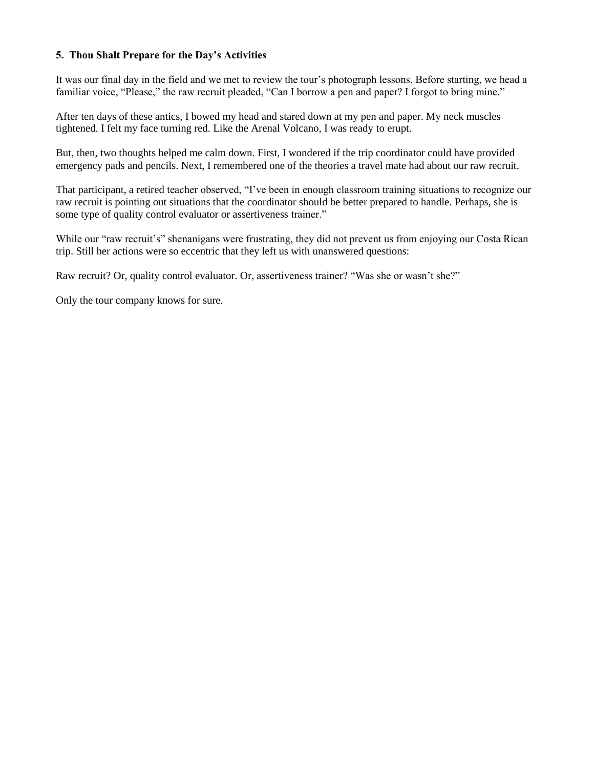**5. Thou Shalt Prepare for the Day's Activities**

It was our final day in the field and we met to review the tour's photograph lessons. Before starting, we head a familiar voice, "Please," the raw recruit pleaded, "Can I borrow a pen and paper? I forgot to bring mine."

After ten days of these antics, I bowed my head and stared down at my pen and paper. My neck muscles tightened. I felt my face turning red. Like the Arenal Volcano, I was ready to erupt.

But, then, two thoughts helped me calm down. First, I wondered if the trip coordinator could have provided emergency pads and pencils. Next, I remembered one of the theories a travel mate had about our raw recruit.

That participant, a retired teacher observed, "I've been in enough classroom training situations to recognize our raw recruit is pointing out situations that the coordinator should be better prepared to handle. Perhaps, she is some type of quality control evaluator or assertiveness trainer."

While our "raw recruit's" shenanigans were frustrating, they did not prevent us from enjoying our Costa Rican trip. Still her actions were so eccentric that they left us with unanswered questions:

Raw recruit? Or, quality control evaluator. Or, assertiveness trainer? "Was she or wasn't she?"

Only the tour company knows for sure.